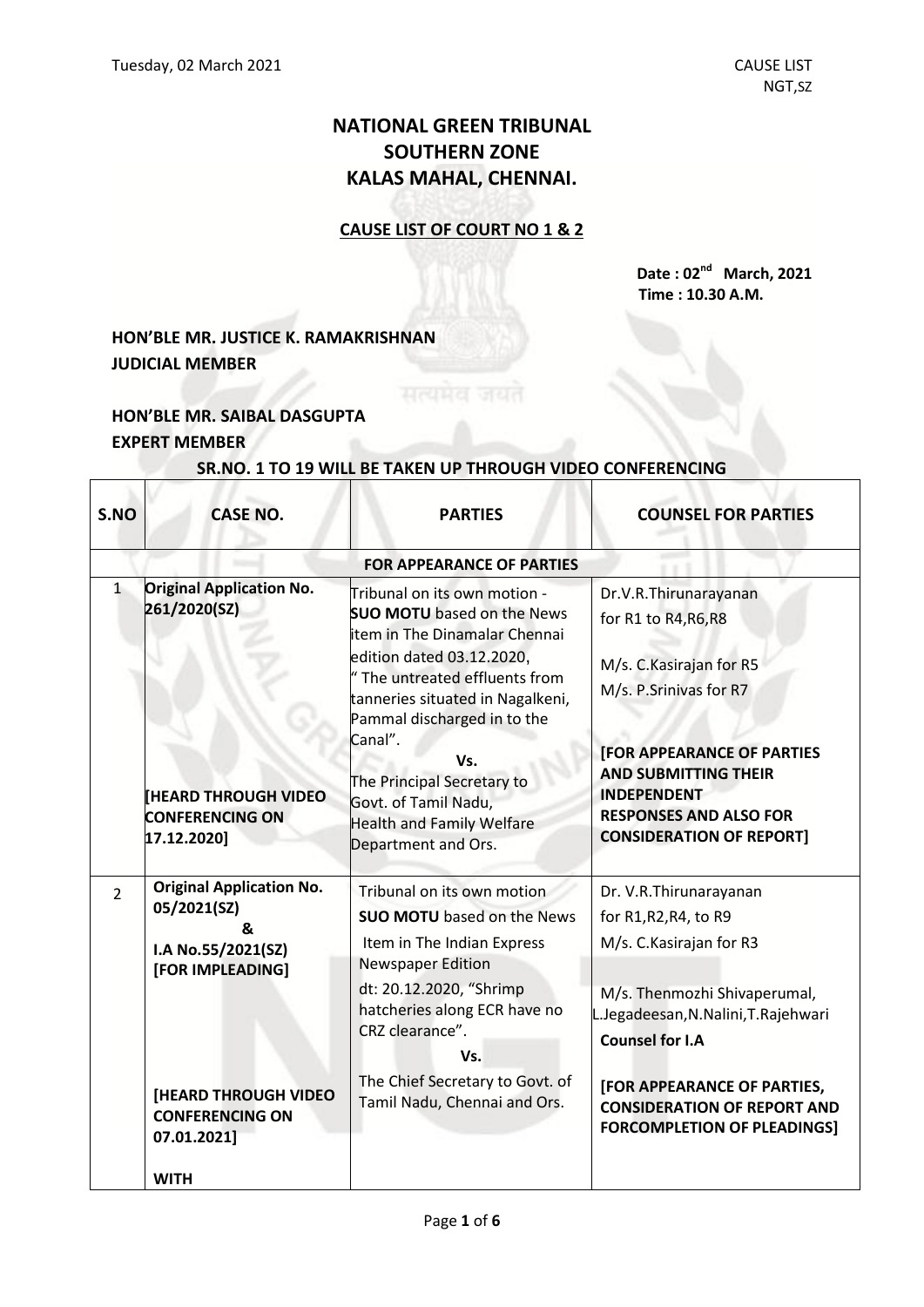Tuesday, 02 March 2021 | CAUSE LIST NGT,SZ

# NATIONAL GREEN TRIBUNAL
# SOUTHERN ZONE
# KALAS MAHAL, CHENNAI.

## CAUSE LIST OF COURT NO 1 & 2

**Date : 02[nd] March, 2021**
**Time : 10.30 A.M.**

**HON'BLE MR. JUSTICE K. RAMAKRISHNAN**
**JUDICIAL MEMBER**

**HON'BLE MR. SAIBAL DASGUPTA**
**EXPERT MEMBER**

**SR.NO. 1 TO 19 WILL BE TAKEN UP THROUGH VIDEO CONFERENCING**

| S.NO | CASE NO. | PARTIES | COUNSEL FOR PARTIES |
|---|---|---|---|
| | | **FOR APPEARANCE OF PARTIES** | |
| 1 | **Original Application No. 261/2020(SZ)**<br><br>**[HEARD THROUGH VIDEO CONFERENCING ON 17.12.2020]** | Tribunal on its own motion - **SUO MOTU** based on the News item in The Dinamalar Chennai edition dated 03.12.2020, " The untreated effluents from tanneries situated in Nagalkeni, Pammal discharged in to the Canal".<br>Vs.<br>The Principal Secretary to Govt. of Tamil Nadu, Health and Family Welfare Department and Ors. | Dr.V.R.Thirunarayanan for R1 to R4,R6,R8<br><br>M/s. C.Kasirajan for R5<br>M/s. P.Srinivas for R7<br><br>**[FOR APPEARANCE OF PARTIES AND SUBMITTING THEIR INDEPENDENT RESPONSES AND ALSO FOR CONSIDERATION OF REPORT]** |
| 2 | **Original Application No. 05/2021(SZ)**<br>**&**<br>**I.A No.55/2021(SZ)**<br>**[FOR IMPLEADING]**<br><br>**[HEARD THROUGH VIDEO CONFERENCING ON 07.01.2021]**<br><br>**WITH** | Tribunal on its own motion **SUO MOTU** based on the News Item in The Indian Express Newspaper Edition dt: 20.12.2020, "Shrimp hatcheries along ECR have no CRZ clearance".<br>Vs.<br>The Chief Secretary to Govt. of Tamil Nadu, Chennai and Ors. | Dr. V.R.Thirunarayanan for R1,R2,R4, to R9<br>M/s. C.Kasirajan for R3<br><br>M/s. Thenmozhi Shivaperumal, L.Jegadeesan,N.Nalini,T.Rajehwari<br>**Counsel for I.A**<br><br>**[FOR APPEARANCE OF PARTIES, CONSIDERATION OF REPORT AND FORCOMPLETION OF PLEADINGS]** |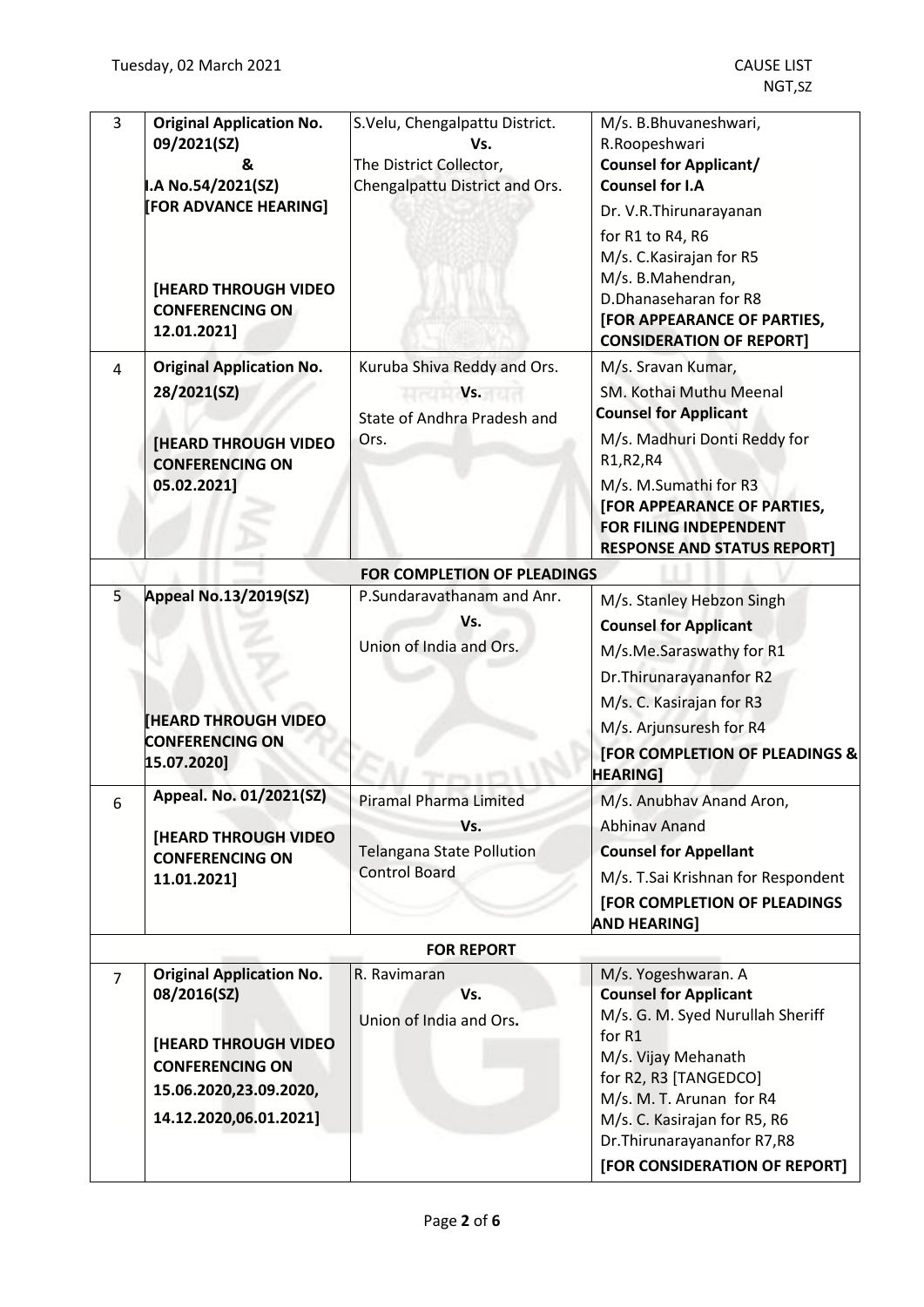| 3 | **Original Application No. 09/2021(SZ)** **&** **I.A No.54/2021(SZ)** **[FOR ADVANCE HEARING]** **[HEARD THROUGH VIDEO CONFERENCING ON 12.01.2021]** | S.Velu, Chengalpattu District. **Vs.** The District Collector, Chengalpattu District and Ors. | M/s. B.Bhuvaneshwari, R.Roopeshwari **Counsel for Applicant/ Counsel for I.A** Dr. V.R.Thirunarayanan for R1 to R4, R6 M/s. C.Kasirajan for R5 M/s. B.Mahendran, D.Dhanaseharan for R8 **[FOR APPEARANCE OF PARTIES, CONSIDERATION OF REPORT]** |
|---|---|---|---|
| 4 | **Original Application No. 28/2021(SZ)** **[HEARD THROUGH VIDEO CONFERENCING ON 05.02.2021]** | Kuruba Shiva Reddy and Ors. **Vs.** State of Andhra Pradesh and Ors. | M/s. Sravan Kumar, SM. Kothai Muthu Meenal **Counsel for Applicant** M/s. Madhuri Donti Reddy for R1,R2,R4 M/s. M.Sumathi for R3 **[FOR APPEARANCE OF PARTIES, FOR FILING INDEPENDENT RESPONSE AND STATUS REPORT]** |
| | | **FOR COMPLETION OF PLEADINGS** | |
| 5 | **Appeal No.13/2019(SZ)** **[HEARD THROUGH VIDEO CONFERENCING ON 15.07.2020]** | P.Sundaravathanam and Anr. **Vs.** Union of India and Ors. | M/s. Stanley Hebzon Singh **Counsel for Applicant** M/s.Me.Saraswathy for R1 Dr.Thirunarayananfor R2 M/s. C. Kasirajan for R3 M/s. Arjunsuresh for R4 **[FOR COMPLETION OF PLEADINGS & HEARING]** |
| 6 | **Appeal. No. 01/2021(SZ)** **[HEARD THROUGH VIDEO CONFERENCING ON 11.01.2021]** | Piramal Pharma Limited **Vs.** Telangana State Pollution Control Board | M/s. Anubhav Anand Aron, Abhinav Anand **Counsel for Appellant** M/s. T.Sai Krishnan for Respondent **[FOR COMPLETION OF PLEADINGS AND HEARING]** |
| | | **FOR REPORT** | |
| 7 | **Original Application No. 08/2016(SZ)** **[HEARD THROUGH VIDEO CONFERENCING ON 15.06.2020,23.09.2020, 14.12.2020,06.01.2021]** | R. Ravimaran **Vs.** Union of India and Ors**.** | M/s. Yogeshwaran. A **Counsel for Applicant** M/s. G. M. Syed Nurullah Sheriff for R1 M/s. Vijay Mehanath for R2, R3 [TANGEDCO] M/s. M. T. Arunan for R4 M/s. C. Kasirajan for R5, R6 Dr.Thirunarayananfor R7,R8 **[FOR CONSIDERATION OF REPORT]** |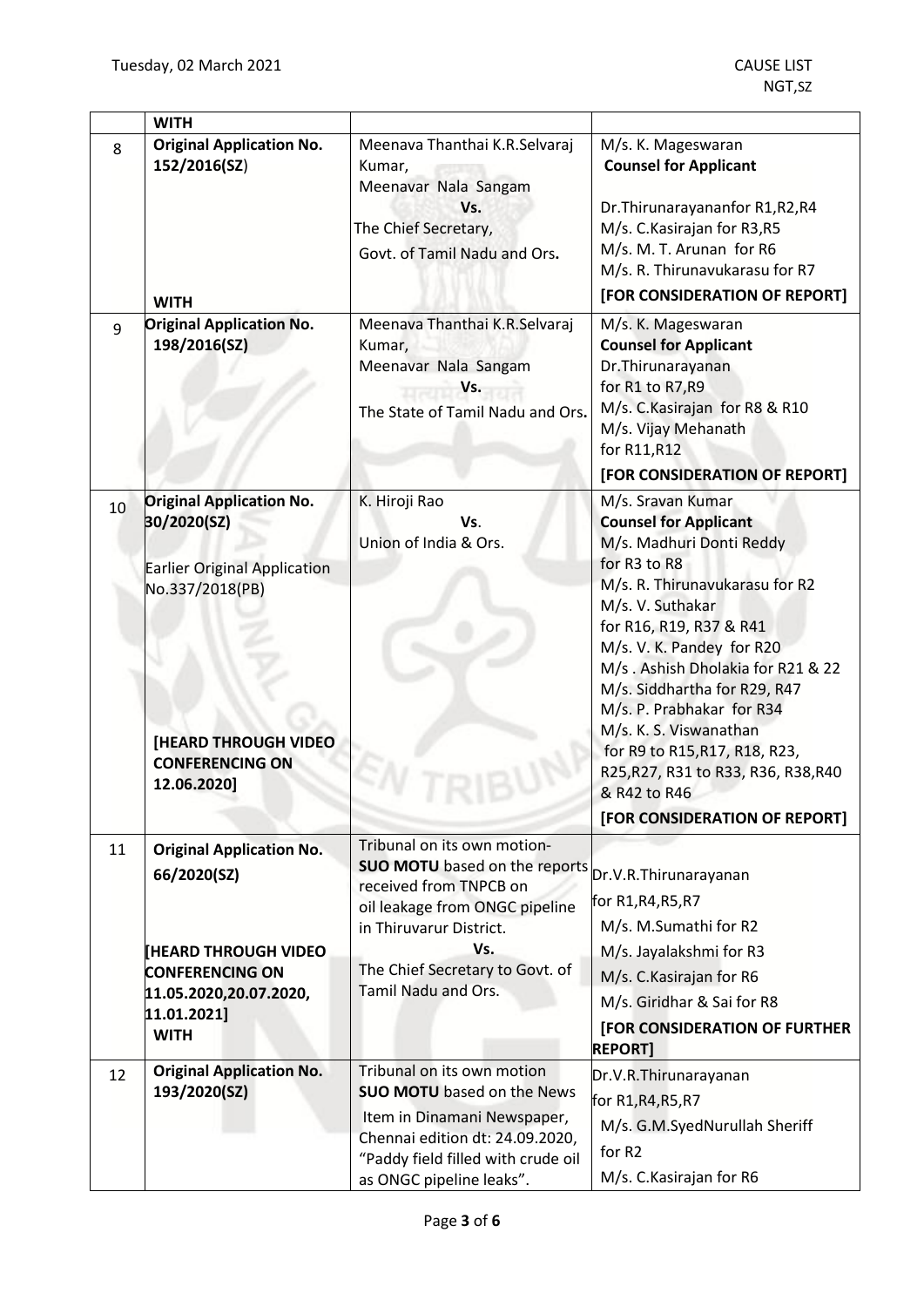|  | **WITH** |  |  |
|---|---|---|---|
| 8 | **Original Application No. 152/2016(SZ)**<br><br>**WITH** | Meenava Thanthai K.R.Selvaraj Kumar,<br>Meenavar Nala Sangam<br>**Vs.**<br>The Chief Secretary,<br>Govt. of Tamil Nadu and Ors**.** | M/s. K. Mageswaran<br>**Counsel for Applicant**<br><br>Dr.Thirunarayananfor R1,R2,R4<br>M/s. C.Kasirajan for R3,R5<br>M/s. M. T. Arunan for R6<br>M/s. R. Thirunavukarasu for R7<br>**[FOR CONSIDERATION OF REPORT]** |
| 9 | **Original Application No. 198/2016(SZ)** | Meenava Thanthai K.R.Selvaraj Kumar,<br>Meenavar Nala Sangam<br>**Vs.**<br>The State of Tamil Nadu and Ors**.** | M/s. K. Mageswaran<br>**Counsel for Applicant**<br>Dr.Thirunarayanan<br>for R1 to R7,R9<br>M/s. C.Kasirajan for R8 & R10<br>M/s. Vijay Mehanath<br>for R11,R12<br>**[FOR CONSIDERATION OF REPORT]** |
| 10 | **Original Application No. 30/2020(SZ)**<br><br>Earlier Original Application No.337/2018(PB)<br><br>**[HEARD THROUGH VIDEO CONFERENCING ON 12.06.2020]** | K. Hiroji Rao<br>**Vs**.<br>Union of India & Ors. | M/s. Sravan Kumar<br>**Counsel for Applicant**<br>M/s. Madhuri Donti Reddy<br>for R3 to R8<br>M/s. R. Thirunavukarasu for R2<br>M/s. V. Suthakar<br>for R16, R19, R37 & R41<br>M/s. V. K. Pandey for R20<br>M/s . Ashish Dholakia for R21 & 22<br>M/s. Siddhartha for R29, R47<br>M/s. P. Prabhakar for R34<br>M/s. K. S. Viswanathan<br>for R9 to R15,R17, R18, R23, R25,R27, R31 to R33, R36, R38,R40 & R42 to R46<br>**[FOR CONSIDERATION OF REPORT]** |
| 11 | **Original Application No. 66/2020(SZ)**<br><br>**[HEARD THROUGH VIDEO CONFERENCING ON 11.05.2020,20.07.2020, 11.01.2021]**<br>**WITH** | Tribunal on its own motion-<br>**SUO MOTU** based on the reports received from TNPCB on oil leakage from ONGC pipeline in Thiruvarur District.<br>**Vs.**<br>The Chief Secretary to Govt. of Tamil Nadu and Ors. | Dr.V.R.Thirunarayanan<br>for R1,R4,R5,R7<br>M/s. M.Sumathi for R2<br>M/s. Jayalakshmi for R3<br>M/s. C.Kasirajan for R6<br>M/s. Giridhar & Sai for R8<br>**[FOR CONSIDERATION OF FURTHER REPORT]** |
| 12 | **Original Application No. 193/2020(SZ)** | Tribunal on its own motion<br>**SUO MOTU** based on the News Item in Dinamani Newspaper, Chennai edition dt: 24.09.2020, "Paddy field filled with crude oil as ONGC pipeline leaks". | Dr.V.R.Thirunarayanan<br>for R1,R4,R5,R7<br>M/s. G.M.SyedNurullah Sheriff<br>for R2<br>M/s. C.Kasirajan for R6 |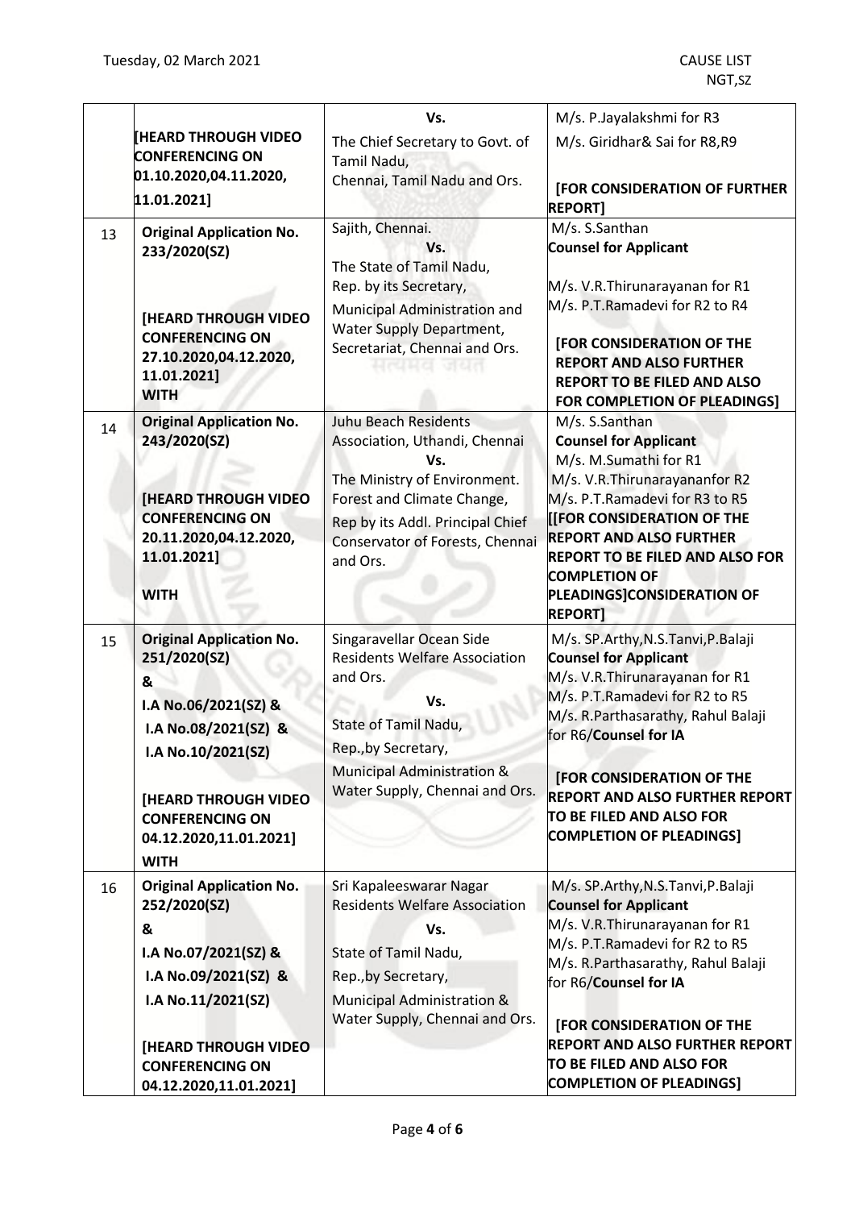| | | | |
|---|---|---|---|
| | [HEARD THROUGH VIDEO CONFERENCING ON 01.10.2020,04.11.2020, 11.01.2021] | Vs. The Chief Secretary to Govt. of Tamil Nadu, Chennai, Tamil Nadu and Ors. | M/s. P.Jayalakshmi for R3<br>M/s. Giridhar& Sai for R8,R9<br><br>**[FOR CONSIDERATION OF FURTHER REPORT]** |
| 13 | **Original Application No. 233/2020(SZ)**<br><br>**[HEARD THROUGH VIDEO CONFERENCING ON 27.10.2020,04.12.2020, 11.01.2021]**<br>**WITH** | Sajith, Chennai.<br>**Vs.**<br>The State of Tamil Nadu, Rep. by its Secretary, Municipal Administration and Water Supply Department, Secretariat, Chennai and Ors. | M/s. S.Santhan<br>**Counsel for Applicant**<br><br>M/s. V.R.Thirunarayanan for R1<br>M/s. P.T.Ramadevi for R2 to R4<br><br>**[FOR CONSIDERATION OF THE REPORT AND ALSO FURTHER REPORT TO BE FILED AND ALSO FOR COMPLETION OF PLEADINGS]** |
| 14 | **Original Application No. 243/2020(SZ)**<br><br>**[HEARD THROUGH VIDEO CONFERENCING ON 20.11.2020,04.12.2020, 11.01.2021]**<br><br>**WITH** | Juhu Beach Residents Association, Uthandi, Chennai<br>**Vs.**<br>The Ministry of Environment. Forest and Climate Change, Rep by its Addl. Principal Chief Conservator of Forests, Chennai and Ors. | M/s. S.Santhan<br>**Counsel for Applicant**<br>M/s. M.Sumathi for R1<br>M/s. V.R.Thirunarayananfor R2<br>M/s. P.T.Ramadevi for R3 to R5<br>**[[FOR CONSIDERATION OF THE REPORT AND ALSO FURTHER REPORT TO BE FILED AND ALSO FOR COMPLETION OF PLEADINGS]CONSIDERATION OF REPORT]** |
| 15 | **Original Application No. 251/2020(SZ)**<br>**&**<br>**I.A No.06/2021(SZ) &**<br>**I.A No.08/2021(SZ) &**<br>**I.A No.10/2021(SZ)**<br><br>**[HEARD THROUGH VIDEO CONFERENCING ON 04.12.2020,11.01.2021]**<br>**WITH** | Singaravellar Ocean Side Residents Welfare Association and Ors.<br>**Vs.**<br>State of Tamil Nadu, Rep.,by Secretary, Municipal Administration & Water Supply, Chennai and Ors. | M/s. SP.Arthy,N.S.Tanvi,P.Balaji<br>**Counsel for Applicant**<br>M/s. V.R.Thirunarayanan for R1<br>M/s. P.T.Ramadevi for R2 to R5<br>M/s. R.Parthasarathy, Rahul Balaji for R6/**Counsel for IA**<br><br>**[FOR CONSIDERATION OF THE REPORT AND ALSO FURTHER REPORT TO BE FILED AND ALSO FOR COMPLETION OF PLEADINGS]** |
| 16 | **Original Application No. 252/2020(SZ)**<br>**&**<br>**I.A No.07/2021(SZ) &**<br>**I.A No.09/2021(SZ) &**<br>**I.A No.11/2021(SZ)**<br><br>**[HEARD THROUGH VIDEO CONFERENCING ON 04.12.2020,11.01.2021]** | Sri Kapaleeswarar Nagar Residents Welfare Association<br>**Vs.**<br>State of Tamil Nadu, Rep.,by Secretary, Municipal Administration & Water Supply, Chennai and Ors. | M/s. SP.Arthy,N.S.Tanvi,P.Balaji<br>**Counsel for Applicant**<br>M/s. V.R.Thirunarayanan for R1<br>M/s. P.T.Ramadevi for R2 to R5<br>M/s. R.Parthasarathy, Rahul Balaji for R6/**Counsel for IA**<br><br>**[FOR CONSIDERATION OF THE REPORT AND ALSO FURTHER REPORT TO BE FILED AND ALSO FOR COMPLETION OF PLEADINGS]** |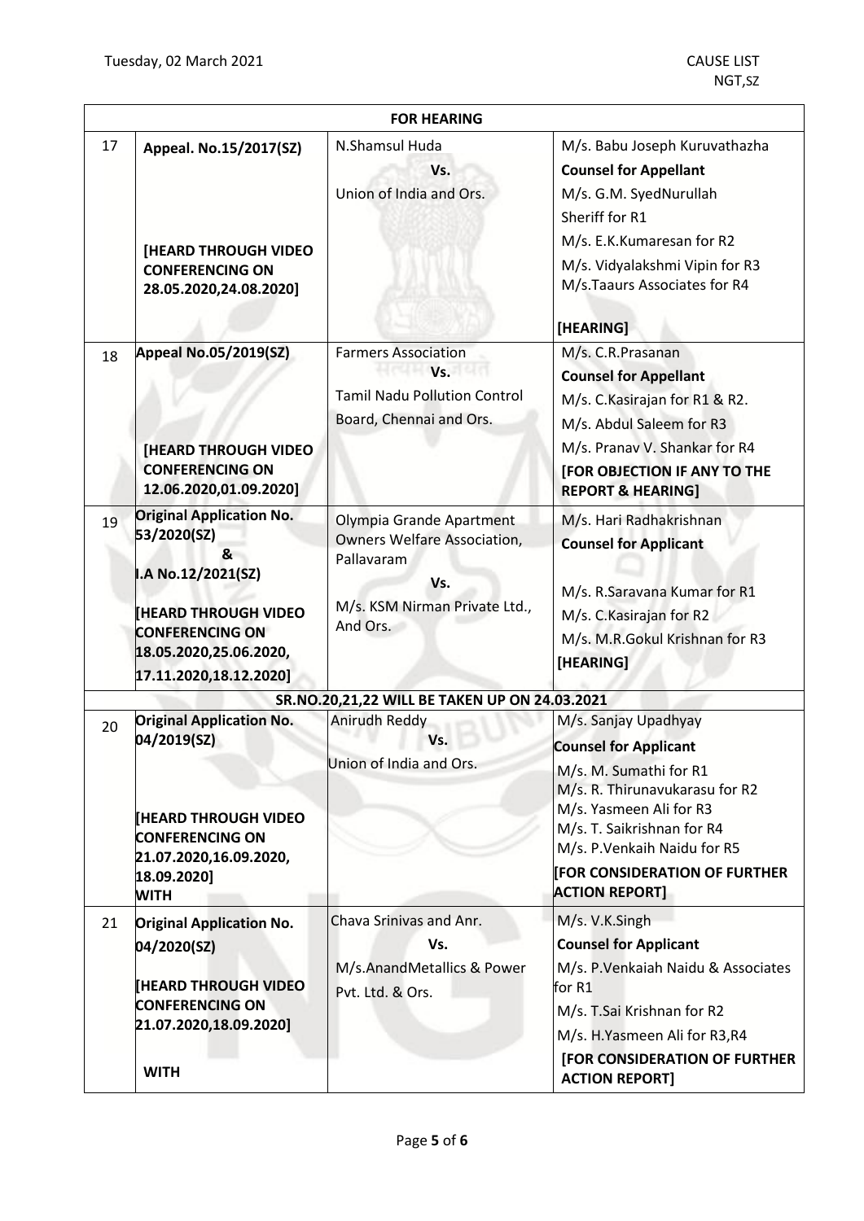| FOR HEARING | | | |
|---|---|---|---|
| 17 | **Appeal. No.15/2017(SZ)**<br><br>**[HEARD THROUGH VIDEO CONFERENCING ON 28.05.2020,24.08.2020]** | N.Shamsul Huda<br>**Vs.**<br>Union of India and Ors. | M/s. Babu Joseph Kuruvathazha<br>**Counsel for Appellant**<br>M/s. G.M. SyedNurullah Sheriff for R1<br>M/s. E.K.Kumaresan for R2<br>M/s. Vidyalakshmi Vipin for R3<br>M/s.Taaurs Associates for R4<br><br>**[HEARING]** |
| 18 | **Appeal No.05/2019(SZ)**<br><br>**[HEARD THROUGH VIDEO CONFERENCING ON 12.06.2020,01.09.2020]** | Farmers Association<br>**Vs.**<br>Tamil Nadu Pollution Control Board, Chennai and Ors. | M/s. C.R.Prasanan<br>**Counsel for Appellant**<br>M/s. C.Kasirajan for R1 & R2.<br>M/s. Abdul Saleem for R3<br>M/s. Pranav V. Shankar for R4<br>**[FOR OBJECTION IF ANY TO THE REPORT & HEARING]** |
| 19 | **Original Application No. 53/2020(SZ)**<br>**&**<br>**I.A No.12/2021(SZ)**<br><br>**[HEARD THROUGH VIDEO CONFERENCING ON 18.05.2020,25.06.2020, 17.11.2020,18.12.2020]** | Olympia Grande Apartment Owners Welfare Association, Pallavaram<br>**Vs.**<br>M/s. KSM Nirman Private Ltd., And Ors. | M/s. Hari Radhakrishnan<br>**Counsel for Applicant**<br><br>M/s. R.Saravana Kumar for R1<br>M/s. C.Kasirajan for R2<br>M/s. M.R.Gokul Krishnan for R3<br>**[HEARING]** |
| **SR.NO.20,21,22 WILL BE TAKEN UP ON 24.03.2021** | | | |
| 20 | **Original Application No. 04/2019(SZ)**<br><br>**[HEARD THROUGH VIDEO CONFERENCING ON 21.07.2020,16.09.2020, 18.09.2020]**<br>**WITH** | Anirudh Reddy<br>**Vs.**<br>Union of India and Ors. | M/s. Sanjay Upadhyay<br>**Counsel for Applicant**<br>M/s. M. Sumathi for R1<br>M/s. R. Thirunavukarasu for R2<br>M/s. Yasmeen Ali for R3<br>M/s. T. Saikrishnan for R4<br>M/s. P.Venkaih Naidu for R5<br>**[FOR CONSIDERATION OF FURTHER ACTION REPORT]** |
| 21 | **Original Application No. 04/2020(SZ)**<br><br>**[HEARD THROUGH VIDEO CONFERENCING ON 21.07.2020,18.09.2020]**<br><br>**WITH** | Chava Srinivas and Anr.<br>**Vs.**<br>M/s.AnandMetallics & Power Pvt. Ltd. & Ors. | M/s. V.K.Singh<br>**Counsel for Applicant**<br>M/s. P.Venkaiah Naidu & Associates for R1<br>M/s. T.Sai Krishnan for R2<br>M/s. H.Yasmeen Ali for R3,R4<br>**[FOR CONSIDERATION OF FURTHER ACTION REPORT]** |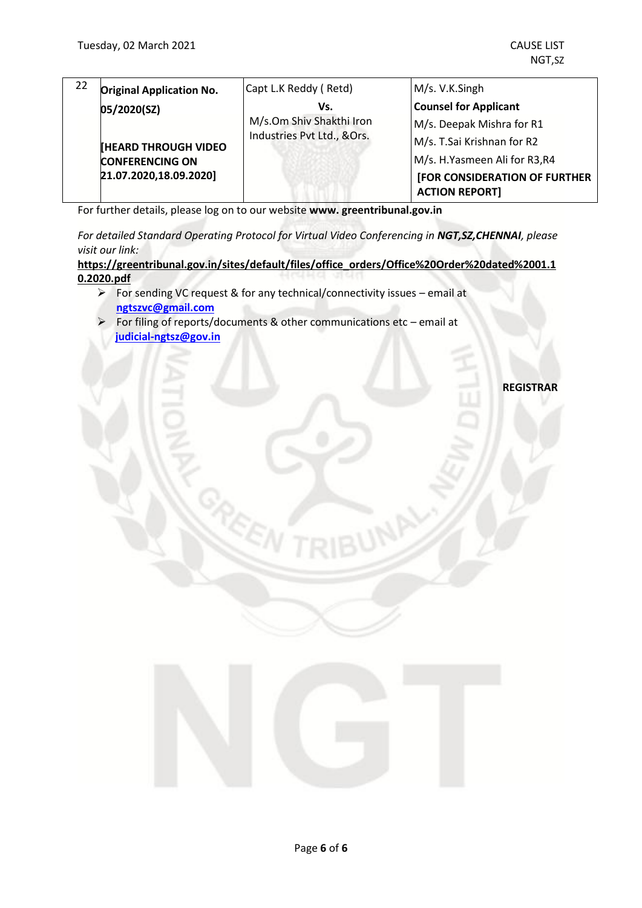| | | | |
|---|---|---|---|
| 22 | **Original Application No. 05/2020(SZ)**<br><br>**[HEARD THROUGH VIDEO CONFERENCING ON 21.07.2020,18.09.2020]** | Capt L.K Reddy ( Retd)<br>**Vs.**<br>M/s.Om Shiv Shakthi Iron Industries Pvt Ltd., &Ors. | M/s. V.K.Singh<br>**Counsel for Applicant**<br>M/s. Deepak Mishra for R1<br>M/s. T.Sai Krishnan for R2<br>M/s. H.Yasmeen Ali for R3,R4<br>**[FOR CONSIDERATION OF FURTHER ACTION REPORT]** |

For further details, please log on to our website **www. greentribunal.gov.in**

*For detailed Standard Operating Protocol for Virtual Video Conferencing in **NGT,SZ,CHENNAI**, please visit our link:*

**https://greentribunal.gov.in/sites/default/files/office_orders/Office%20Order%20dated%2001.10.2020.pdf**

- For sending VC request & for any technical/connectivity issues – email at **ngtszvc@gmail.com**
- For filing of reports/documents & other communications etc – email at **judicial-ngtsz@gov.in**

**REGISTRAR**